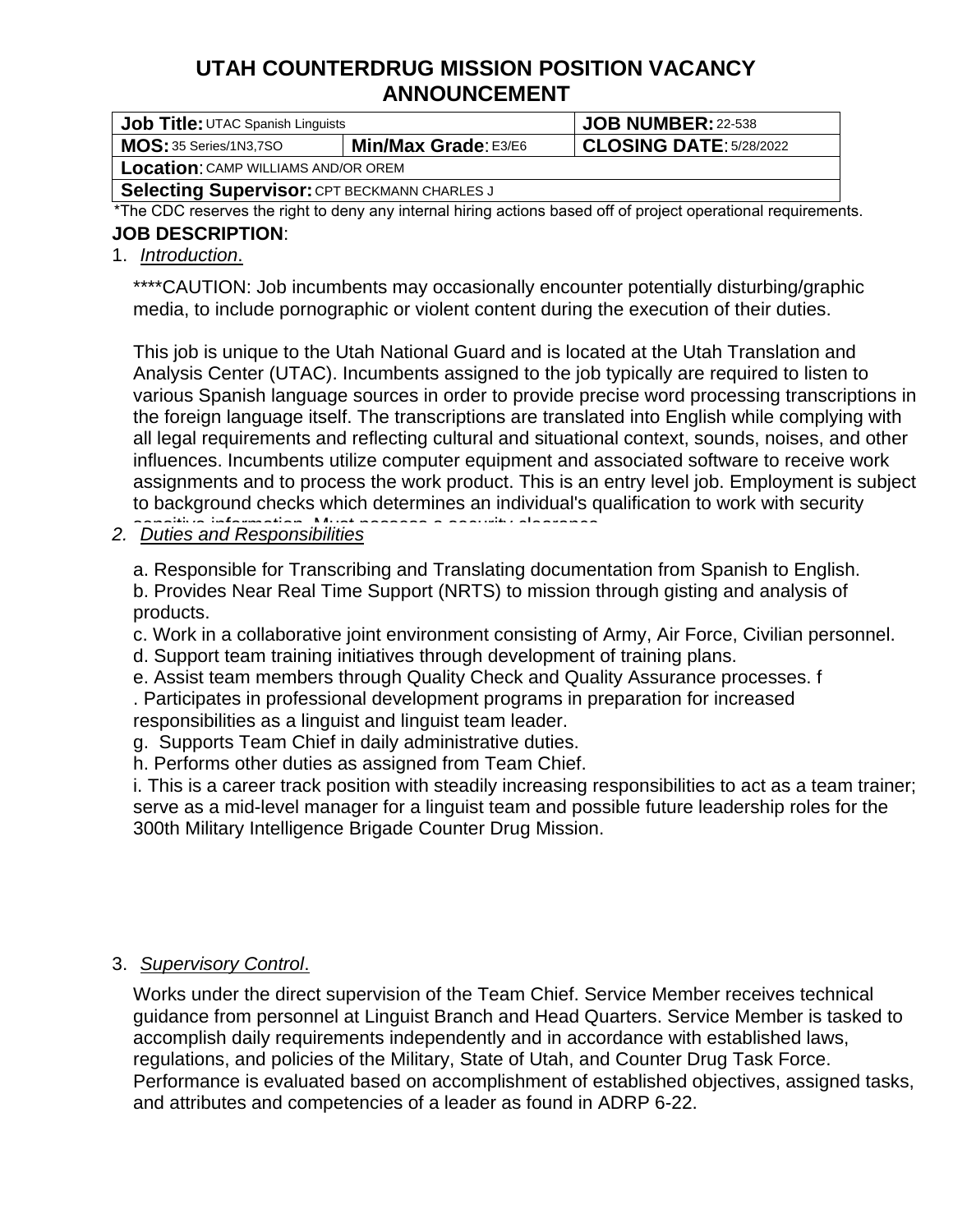# UTAH COUNTERDRUG MISSION POSITION VACANCY ANNOUNCEMENT

| **Job Title:** UTAC Spanish Linguists | | **JOB NUMBER:** 22-538 |
|---|---|---|
| **MOS:** 35 Series/1N3,7SO | **Min/Max Grade:** E3/E6 | **CLOSING DATE:** 5/28/2022 |
| **Location:** CAMP WILLIAMS AND/OR OREM | | |
| **Selecting Supervisor:** CPT BECKMANN CHARLES J | | |

*The CDC reserves the right to deny any internal hiring actions based off of project operational requirements.

**JOB DESCRIPTION**:

1. *Introduction.*

****CAUTION: Job incumbents may occasionally encounter potentially disturbing/graphic media, to include pornographic or violent content during the execution of their duties.

This job is unique to the Utah National Guard and is located at the Utah Translation and Analysis Center (UTAC). Incumbents assigned to the job typically are required to listen to various Spanish language sources in order to provide precise word processing transcriptions in the foreign language itself. The transcriptions are translated into English while complying with all legal requirements and reflecting cultural and situational context, sounds, noises, and other influences. Incumbents utilize computer equipment and associated software to receive work assignments and to process the work product. This is an entry level job. Employment is subject to background checks which determines an individual's qualification to work with security sensitive information. Must possess a security clearance.

2. *Duties and Responsibilities*

a. Responsible for Transcribing and Translating documentation from Spanish to English.
b. Provides Near Real Time Support (NRTS) to mission through gisting and analysis of products.
c. Work in a collaborative joint environment consisting of Army, Air Force, Civilian personnel.
d. Support team training initiatives through development of training plans.
e. Assist team members through Quality Check and Quality Assurance processes.
f. Participates in professional development programs in preparation for increased responsibilities as a linguist and linguist team leader.
g. Supports Team Chief in daily administrative duties.
h. Performs other duties as assigned from Team Chief.
i. This is a career track position with steadily increasing responsibilities to act as a team trainer; serve as a mid-level manager for a linguist team and possible future leadership roles for the 300th Military Intelligence Brigade Counter Drug Mission.

3. *Supervisory Control*.

Works under the direct supervision of the Team Chief. Service Member receives technical guidance from personnel at Linguist Branch and Head Quarters. Service Member is tasked to accomplish daily requirements independently and in accordance with established laws, regulations, and policies of the Military, State of Utah, and Counter Drug Task Force. Performance is evaluated based on accomplishment of established objectives, assigned tasks, and attributes and competencies of a leader as found in ADRP 6-22.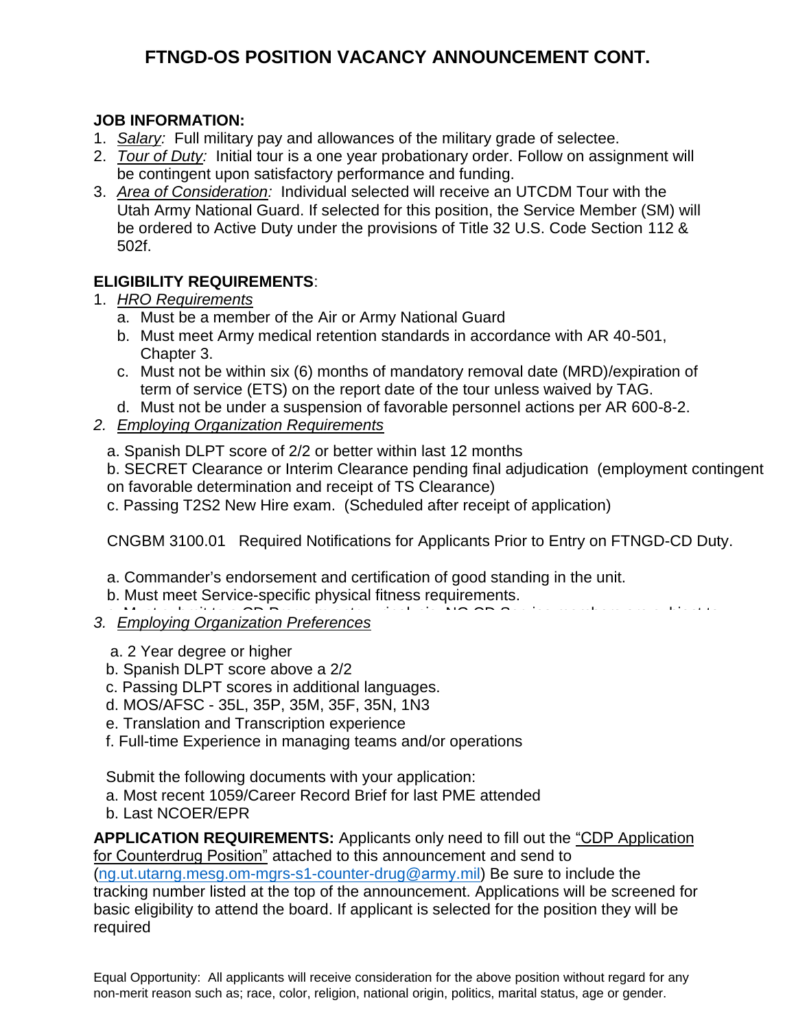# FTNGD-OS POSITION VACANCY ANNOUNCEMENT CONT.

**JOB INFORMATION:**

1. *Salary:* Full military pay and allowances of the military grade of selectee.
2. *Tour of Duty:* Initial tour is a one year probationary order. Follow on assignment will be contingent upon satisfactory performance and funding.
3. *Area of Consideration:* Individual selected will receive an UTCDM Tour with the Utah Army National Guard. If selected for this position, the Service Member (SM) will be ordered to Active Duty under the provisions of Title 32 U.S. Code Section 112 & 502f.

**ELIGIBILITY REQUIREMENTS**:

1. *HRO Requirements*
   a. Must be a member of the Air or Army National Guard
   b. Must meet Army medical retention standards in accordance with AR 40-501, Chapter 3.
   c. Must not be within six (6) months of mandatory removal date (MRD)/expiration of term of service (ETS) on the report date of the tour unless waived by TAG.
   d. Must not be under a suspension of favorable personnel actions per AR 600-8-2.
2. *Employing Organization Requirements*

   a. Spanish DLPT score of 2/2 or better within last 12 months
   b. SECRET Clearance or Interim Clearance pending final adjudication (employment contingent on favorable determination and receipt of TS Clearance)
   c. Passing T2S2 New Hire exam. (Scheduled after receipt of application)

   CNGBM 3100.01 Required Notifications for Applicants Prior to Entry on FTNGD-CD Duty.

   a. Commander's endorsement and certification of good standing in the unit.
   b. Must meet Service-specific physical fitness requirements.
   c. Must submit to a CD Program entry urinalysis. NG CD Service members are subject to
3. *Employing Organization Preferences*

   a. 2 Year degree or higher
   b. Spanish DLPT score above a 2/2
   c. Passing DLPT scores in additional languages.
   d. MOS/AFSC - 35L, 35P, 35M, 35F, 35N, 1N3
   e. Translation and Transcription experience
   f. Full-time Experience in managing teams and/or operations

   Submit the following documents with your application:
   a. Most recent 1059/Career Record Brief for last PME attended
   b. Last NCOER/EPR

**APPLICATION REQUIREMENTS:** Applicants only need to fill out the "CDP Application for Counterdrug Position" attached to this announcement and send to (ng.ut.utarng.mesg.om-mgrs-s1-counter-drug@army.mil) Be sure to include the tracking number listed at the top of the announcement. Applications will be screened for basic eligibility to attend the board. If applicant is selected for the position they will be required

Equal Opportunity: All applicants will receive consideration for the above position without regard for any non-merit reason such as; race, color, religion, national origin, politics, marital status, age or gender.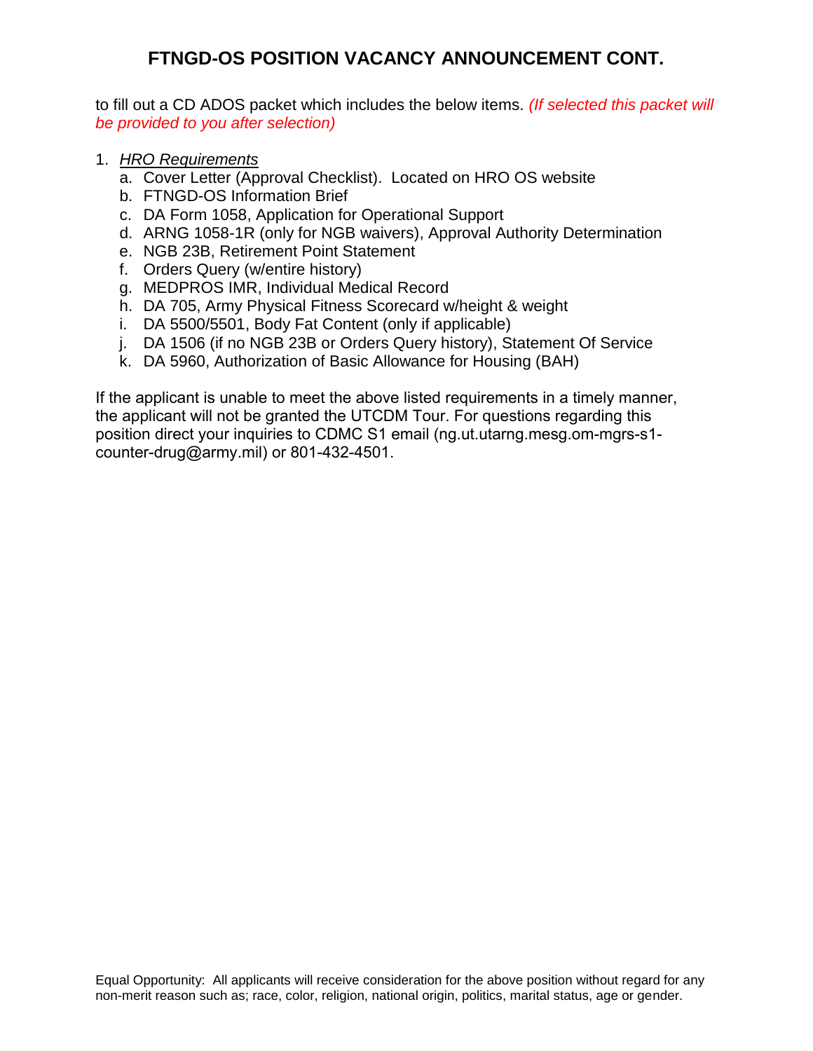# FTNGD-OS POSITION VACANCY ANNOUNCEMENT CONT.

to fill out a CD ADOS packet which includes the below items. *(If selected this packet will be provided to you after selection)*

1. *HRO Requirements*
   a. Cover Letter (Approval Checklist). Located on HRO OS website
   b. FTNGD-OS Information Brief
   c. DA Form 1058, Application for Operational Support
   d. ARNG 1058-1R (only for NGB waivers), Approval Authority Determination
   e. NGB 23B, Retirement Point Statement
   f. Orders Query (w/entire history)
   g. MEDPROS IMR, Individual Medical Record
   h. DA 705, Army Physical Fitness Scorecard w/height & weight
   i. DA 5500/5501, Body Fat Content (only if applicable)
   j. DA 1506 (if no NGB 23B or Orders Query history), Statement Of Service
   k. DA 5960, Authorization of Basic Allowance for Housing (BAH)

If the applicant is unable to meet the above listed requirements in a timely manner, the applicant will not be granted the UTCDM Tour. For questions regarding this position direct your inquiries to CDMC S1 email (ng.ut.utarng.mesg.om-mgrs-s1-counter-drug@army.mil) or 801-432-4501.

Equal Opportunity: All applicants will receive consideration for the above position without regard for any non-merit reason such as; race, color, religion, national origin, politics, marital status, age or gender.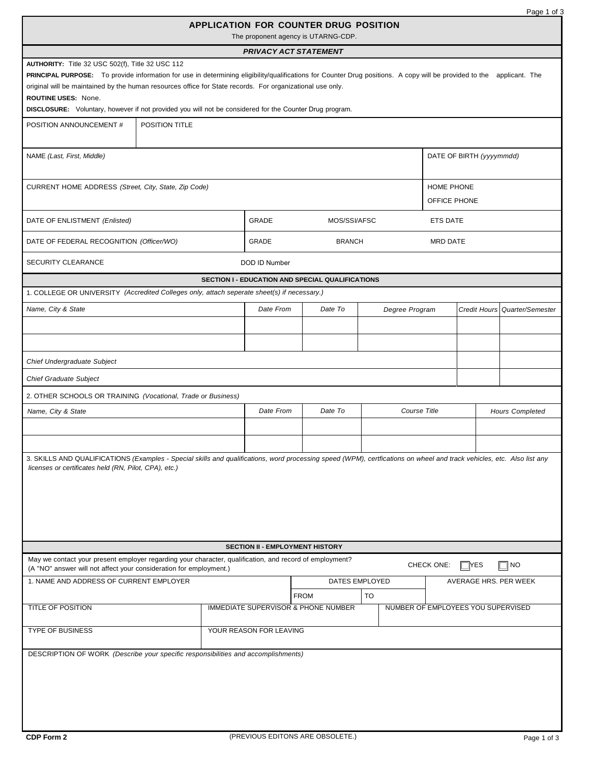# APPLICATION FOR COUNTER DRUG POSITION

The proponent agency is UTARNG-CDP.

### *PRIVACY ACT STATEMENT*

**AUTHORITY:** Title 32 USC 502(f), Title 32 USC 112

**PRINCIPAL PURPOSE:** To provide information for use in determining eligibility/qualifications for Counter Drug positions. A copy will be provided to the applicant. The original will be maintained by the human resources office for State records. For organizational use only.

**ROUTINE USES:** None.

**DISCLOSURE:** Voluntary, however if not provided you will not be considered for the Counter Drug program.

| POSITION ANNOUNCEMENT # | POSITION TITLE |
|---|---|
| | |

| NAME *(Last, First, Middle)* | DATE OF BIRTH *(yyyymmdd)* |
|---|---|
| | |
| CURRENT HOME ADDRESS *(Street, City, State, Zip Code)* | HOME PHONE<br>OFFICE PHONE |

| DATE OF ENLISTMENT *(Enlisted)* | GRADE | MOS/SSI/AFSC | ETS DATE |
|---|---|---|---|
| DATE OF FEDERAL RECOGNITION *(Officer/WO)* | GRADE | BRANCH | MRD DATE |
| SECURITY CLEARANCE | DOD ID Number | | |

## SECTION I - EDUCATION AND SPECIAL QUALIFICATIONS

1. COLLEGE OR UNIVERSITY *(Accredited Colleges only, attach seperate sheet(s) if necessary.)*

| *Name, City & State* | *Date From* | *Date To* | *Degree Program* | *Credit Hours* | *Quarter/Semester* |
|---|---|---|---|---|---|
| | | | | | |
| | | | | | |
| *Chief Undergraduate Subject* | | | | | |
| *Chief Graduate Subject* | | | | | |

2. OTHER SCHOOLS OR TRAINING *(Vocational, Trade or Business)*

| *Name, City & State* | *Date From* | *Date To* | *Course Title* | *Hours Completed* |
|---|---|---|---|---|
| | | | | |
| | | | | |

3. SKILLS AND QUALIFICATIONS *(Examples - Special skills and qualifications, word processing speed (WPM), certfications on wheel and track vehicles, etc. Also list any licenses or certificates held (RN, Pilot, CPA), etc.)*

## SECTION II - EMPLOYMENT HISTORY

May we contact your present employer regarding your character, qualification, and record of employment? (A "NO" answer will not affect your consideration for employment.)

CHECK ONE: ☐ YES ☐ NO

| 1. NAME AND ADDRESS OF CURRENT EMPLOYER | DATES EMPLOYED | | AVERAGE HRS. PER WEEK |
|---|---|---|---|
| | FROM | TO | |

| TITLE OF POSITION | IMMEDIATE SUPERVISOR & PHONE NUMBER | NUMBER OF EMPLOYEES YOU SUPERVISED |
|---|---|---|
| TYPE OF BUSINESS | YOUR REASON FOR LEAVING | |

DESCRIPTION OF WORK *(Describe your specific responsibilities and accomplishments)*

CDP Form 2

(PREVIOUS EDITONS ARE OBSOLETE.)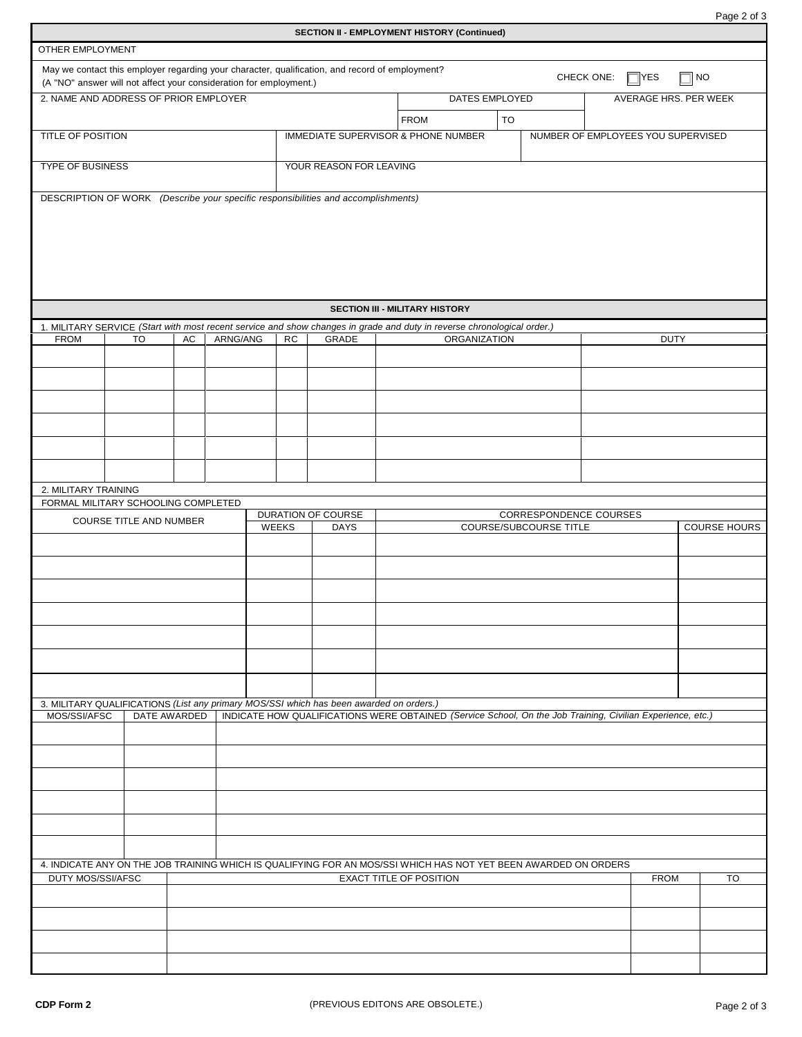## SECTION II - EMPLOYMENT HISTORY (Continued)

OTHER EMPLOYMENT

May we contact this employer regarding your character, qualification, and record of employment?
(A "NO" answer will not affect your consideration for employment.)

CHECK ONE: ☐ YES ☐ NO

| 2. NAME AND ADDRESS OF PRIOR EMPLOYER | DATES EMPLOYED | | AVERAGE HRS. PER WEEK |
|---|---|---|---|
| | FROM | TO | |

| TITLE OF POSITION | IMMEDIATE SUPERVISOR & PHONE NUMBER | NUMBER OF EMPLOYEES YOU SUPERVISED |
|---|---|---|
| | | |

| TYPE OF BUSINESS | YOUR REASON FOR LEAVING |
|---|---|
| | |

DESCRIPTION OF WORK *(Describe your specific responsibilities and accomplishments)*

## SECTION III - MILITARY HISTORY

1. MILITARY SERVICE *(Start with most recent service and show changes in grade and duty in reverse chronological order.)*

| FROM | TO | AC | ARNG/ANG | RC | GRADE | ORGANIZATION | DUTY |
|---|---|---|---|---|---|---|---|
| | | | | | | | |
| | | | | | | | |
| | | | | | | | |
| | | | | | | | |
| | | | | | | | |
| | | | | | | | |

2. MILITARY TRAINING

FORMAL MILITARY SCHOOLING COMPLETED

| COURSE TITLE AND NUMBER | DURATION OF COURSE | | CORRESPONDENCE COURSES | |
|---|---|---|---|---|
| | WEEKS | DAYS | COURSE/SUBCOURSE TITLE | COURSE HOURS |
| | | | | |
| | | | | |
| | | | | |
| | | | | |
| | | | | |
| | | | | |
| | | | | |

3. MILITARY QUALIFICATIONS *(List any primary MOS/SSI which has been awarded on orders.)*

| MOS/SSI/AFSC | DATE AWARDED | INDICATE HOW QUALIFICATIONS WERE OBTAINED *(Service School, On the Job Training, Civilian Experience, etc.)* |
|---|---|---|
| | | |
| | | |
| | | |
| | | |
| | | |
| | | |

4. INDICATE ANY ON THE JOB TRAINING WHICH IS QUALIFYING FOR AN MOS/SSI WHICH HAS NOT YET BEEN AWARDED ON ORDERS

| DUTY MOS/SSI/AFSC | EXACT TITLE OF POSITION | FROM | TO |
|---|---|---|---|
| | | | |
| | | | |
| | | | |
| | | | |

CDP Form 2 (PREVIOUS EDITONS ARE OBSOLETE.)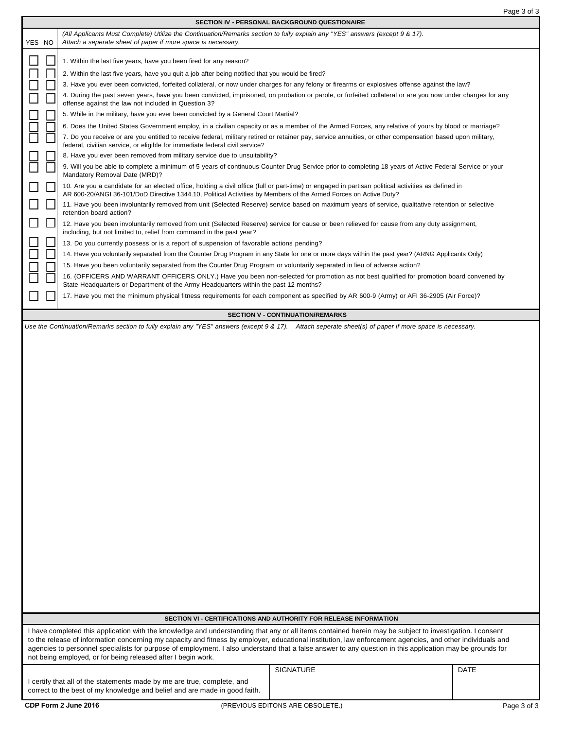## SECTION IV - PERSONAL BACKGROUND QUESTIONAIRE

| YES | NO | *(All Applicants Must Complete) Utilize the Continuation/Remarks section to fully explain any "YES" answers (except 9 & 17). Attach a seperate sheet of paper if more space is necessary.* |
|---|---|---|
| ☐ | ☐ | 1. Within the last five years, have you been fired for any reason? |
| ☐ | ☐ | 2. Within the last five years, have you quit a job after being notified that you would be fired? |
| ☐ | ☐ | 3. Have you ever been convicted, forfeited collateral, or now under charges for any felony or firearms or explosives offense against the law? |
| ☐ | ☐ | 4. During the past seven years, have you been convicted, imprisoned, on probation or parole, or forfeited collateral or are you now under charges for any offense against the law not included in Question 3? |
| ☐ | ☐ | 5. While in the military, have you ever been convicted by a General Court Martial? |
| ☐ | ☐ | 6. Does the United States Government employ, in a civilian capacity or as a member of the Armed Forces, any relative of yours by blood or marriage? |
| ☐ | ☐ | 7. Do you receive or are you entitled to receive federal, military retired or retainer pay, service annuities, or other compensation based upon military, federal, civilian service, or eligible for immediate federal civil service? |
| ☐ | ☐ | 8. Have you ever been removed from military service due to unsuitability? |
| ☐ | ☐ | 9. Will you be able to complete a minimum of 5 years of continuous Counter Drug Service prior to completing 18 years of Active Federal Service or your Mandatory Removal Date (MRD)? |
| ☐ | ☐ | 10. Are you a candidate for an elected office, holding a civil office (full or part-time) or engaged in partisan political activities as defined in AR 600-20/ANGI 36-101/DoD Directive 1344.10, Political Activities by Members of the Armed Forces on Active Duty? |
| ☐ | ☐ | 11. Have you been involuntarily removed from unit (Selected Reserve) service based on maximum years of service, qualitative retention or selective retention board action? |
| ☐ | ☐ | 12. Have you been involuntarily removed from unit (Selected Reserve) service for cause or been relieved for cause from any duty assignment, including, but not limited to, relief from command in the past year? |
| ☐ | ☐ | 13. Do you currently possess or is a report of suspension of favorable actions pending? |
| ☐ | ☐ | 14. Have you voluntarily separated from the Counter Drug Program in any State for one or more days within the past year? (ARNG Applicants Only) |
| ☐ | ☐ | 15. Have you been voluntarily separated from the Counter Drug Program or voluntarily separated in lieu of adverse action? |
| ☐ | ☐ | 16. (OFFICERS AND WARRANT OFFICERS ONLY.) Have you been non-selected for promotion as not best qualified for promotion board convened by State Headquarters or Department of the Army Headquarters within the past 12 months? |
| ☐ | ☐ | 17. Have you met the minimum physical fitness requirements for each component as specified by AR 600-9 (Army) or AFI 36-2905 (Air Force)? |

## SECTION V - CONTINUATION/REMARKS

*Use the Continuation/Remarks section to fully explain any "YES" answers (except 9 & 17). Attach seperate sheet(s) of paper if more space is necessary.*

## SECTION VI - CERTIFICATIONS AND AUTHORITY FOR RELEASE INFORMATION

I have completed this application with the knowledge and understanding that any or all items contained herein may be subject to investigation. I consent to the release of information concerning my capacity and fitness by employer, educational institution, law enforcement agencies, and other individuals and agencies to personnel specialists for purpose of employment. I also understand that a false answer to any question in this application may be grounds for not being employed, or for being released after I begin work.

| | SIGNATURE | DATE |
|---|---|---|
| I certify that all of the statements made by me are true, complete, and correct to the best of my knowledge and belief and are made in good faith. | | |

**CDP Form 2 June 2016** (PREVIOUS EDITONS ARE OBSOLETE.)